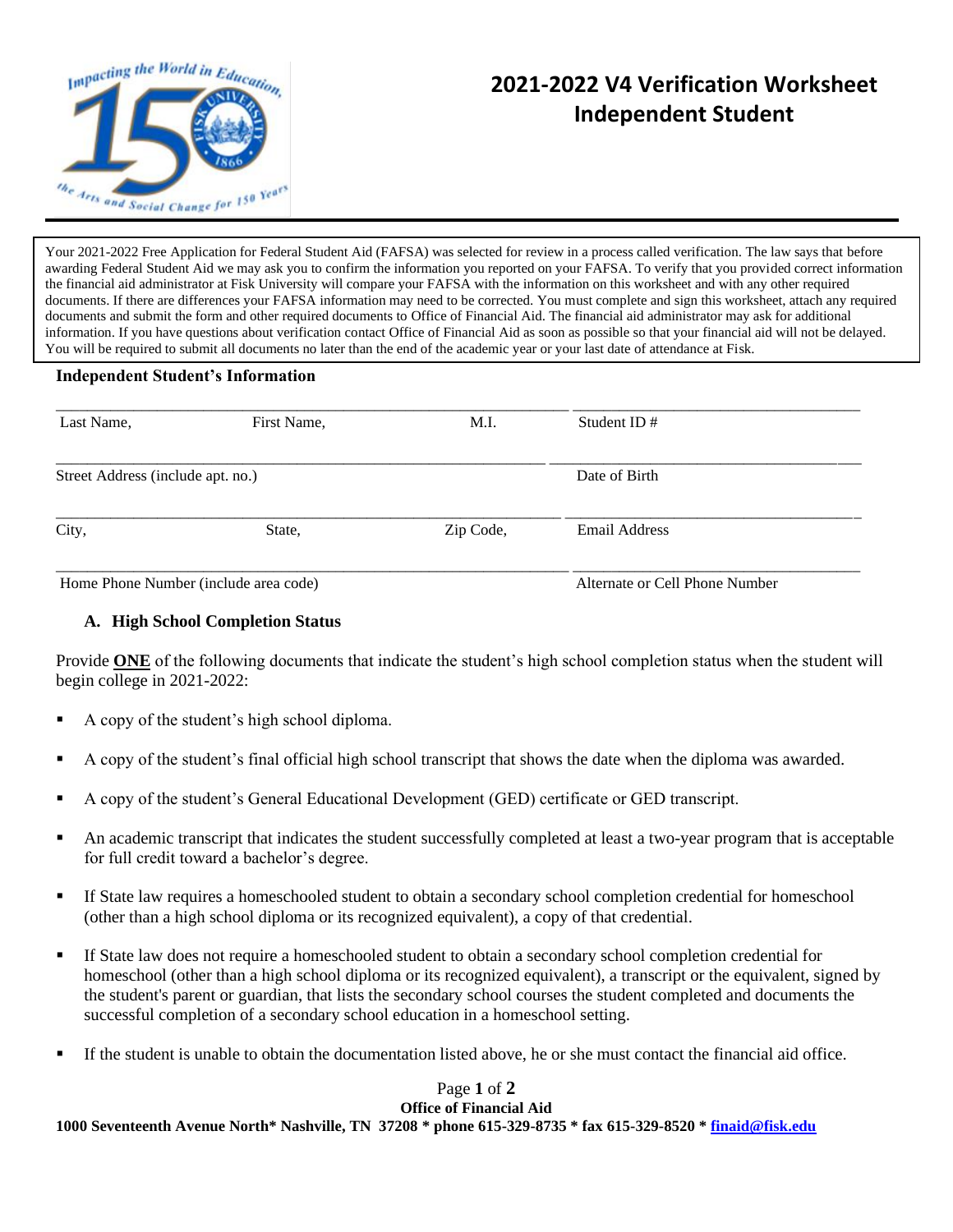# 2021-2022 V4 Verification Worksheet Independent Student

Your 2021-2022 Free Application for Federal Student Aid (FAFSA) was selected for review in a process called verification. The law says that before awarding Federal Student Aid we may ask you to confirm the information you reported on your FAFSA. To verify that you provided correct information the financial aid administrator at Fisk University will compare your FAFSA with the information on this worksheet and with any other required documents. If there are differences your FAFSA information may need to be corrected. You must complete and sign this worksheet, attach any required documents and submit the form and other required documents to Office of Financial Aid. The financial aid administrator may ask for additional information. If you have questions about verification contact Office of Financial Aid as soon as possible so that your financial aid will not be delayed. You will be required to submit all documents no later than the end of the academic year or your last date of attendance at Fisk.

**Independent Student's Information**

| | | | |
|---|---|---|---|
| Last Name, | First Name, | M.I. | Student ID # |
| Street Address (include apt. no.) | | | Date of Birth |
| City, | State, | Zip Code, | Email Address |
| Home Phone Number (include area code) | | | Alternate or Cell Phone Number |

## A. High School Completion Status

Provide **ONE** of the following documents that indicate the student's high school completion status when the student will begin college in 2021-2022:

- A copy of the student's high school diploma.
- A copy of the student's final official high school transcript that shows the date when the diploma was awarded.
- A copy of the student's General Educational Development (GED) certificate or GED transcript.
- An academic transcript that indicates the student successfully completed at least a two-year program that is acceptable for full credit toward a bachelor's degree.
- If State law requires a homeschooled student to obtain a secondary school completion credential for homeschool (other than a high school diploma or its recognized equivalent), a copy of that credential.
- If State law does not require a homeschooled student to obtain a secondary school completion credential for homeschool (other than a high school diploma or its recognized equivalent), a transcript or the equivalent, signed by the student's parent or guardian, that lists the secondary school courses the student completed and documents the successful completion of a secondary school education in a homeschool setting.
- If the student is unable to obtain the documentation listed above, he or she must contact the financial aid office.

**Office of Financial Aid**
**1000 Seventeenth Avenue North* Nashville, TN 37208 * phone 615-329-8735 * fax 615-329-8520 * finaid@fisk.edu**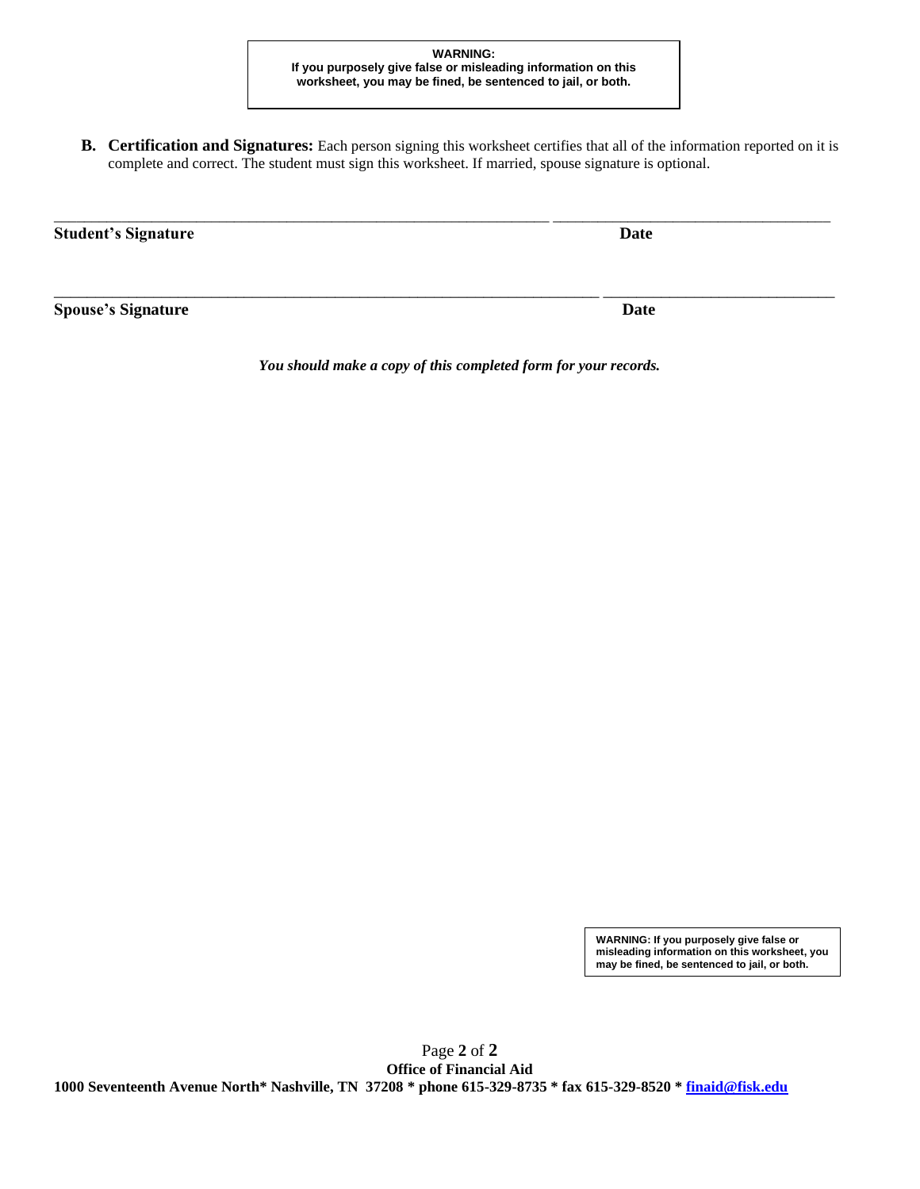**WARNING:**
**If you purposely give false or misleading information on this worksheet, you may be fined, be sentenced to jail, or both.**

**B. Certification and Signatures:** Each person signing this worksheet certifies that all of the information reported on it is complete and correct. The student must sign this worksheet. If married, spouse signature is optional.

_______________________________________________ ___________________________

**Student's Signature** **Date**

_______________________________________________ ___________________________

**Spouse's Signature** **Date**

***You should make a copy of this completed form for your records.***

**WARNING: If you purposely give false or misleading information on this worksheet, you may be fined, be sentenced to jail, or both.**

**Office of Financial Aid**
**1000 Seventeenth Avenue North* Nashville, TN 37208 * phone 615-329-8735 * fax 615-329-8520 * finaid@fisk.edu**